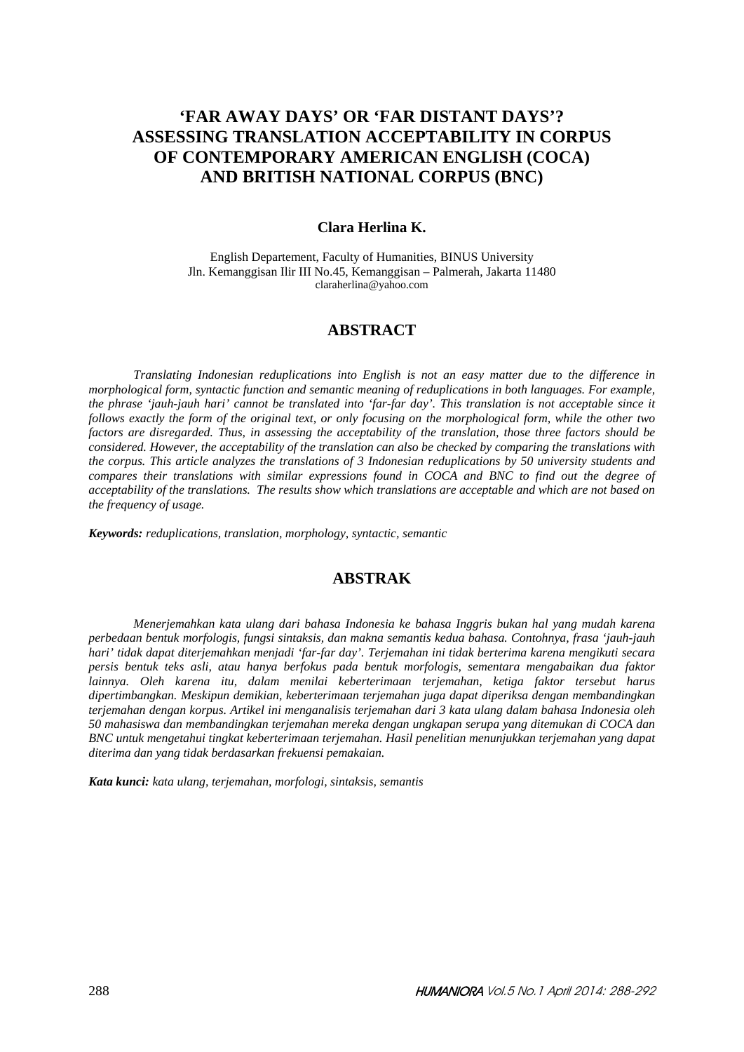# 'FAR AWAY DAYS' OR 'FAR DISTANT DAYS'? ASSESSING TRANSLATION ACCEPTABILITY IN CORPUS OF CONTEMPORARY AMERICAN ENGLISH (COCA) AND BRITISH NATIONAL CORPUS (BNC)

**Clara Herlina K.**

English Departement, Faculty of Humanities, BINUS University
Jln. Kemanggisan Ilir III No.45, Kemanggisan – Palmerah, Jakarta 11480
claraherlina@yahoo.com

## ABSTRACT

*Translating Indonesian reduplications into English is not an easy matter due to the difference in morphological form, syntactic function and semantic meaning of reduplications in both languages. For example, the phrase 'jauh-jauh hari' cannot be translated into 'far-far day'. This translation is not acceptable since it follows exactly the form of the original text, or only focusing on the morphological form, while the other two factors are disregarded. Thus, in assessing the acceptability of the translation, those three factors should be considered. However, the acceptability of the translation can also be checked by comparing the translations with the corpus. This article analyzes the translations of 3 Indonesian reduplications by 50 university students and compares their translations with similar expressions found in COCA and BNC to find out the degree of acceptability of the translations. The results show which translations are acceptable and which are not based on the frequency of usage.*

***Keywords:*** *reduplications, translation, morphology, syntactic, semantic*

## ABSTRAK

*Menerjemahkan kata ulang dari bahasa Indonesia ke bahasa Inggris bukan hal yang mudah karena perbedaan bentuk morfologis, fungsi sintaksis, dan makna semantis kedua bahasa. Contohnya, frasa 'jauh-jauh hari' tidak dapat diterjemahkan menjadi 'far-far day'. Terjemahan ini tidak berterima karena mengikuti secara persis bentuk teks asli, atau hanya berfokus pada bentuk morfologis, sementara mengabaikan dua faktor lainnya. Oleh karena itu, dalam menilai keberterimaan terjemahan, ketiga faktor tersebut harus dipertimbangkan. Meskipun demikian, keberterimaan terjemahan juga dapat diperiksa dengan membandingkan terjemahan dengan korpus. Artikel ini menganalisis terjemahan dari 3 kata ulang dalam bahasa Indonesia oleh 50 mahasiswa dan membandingkan terjemahan mereka dengan ungkapan serupa yang ditemukan di COCA dan BNC untuk mengetahui tingkat keberterimaan terjemahan. Hasil penelitian menunjukkan terjemahan yang dapat diterima dan yang tidak berdasarkan frekuensi pemakaian.*

***Kata kunci:*** *kata ulang, terjemahan, morfologi, sintaksis, semantis*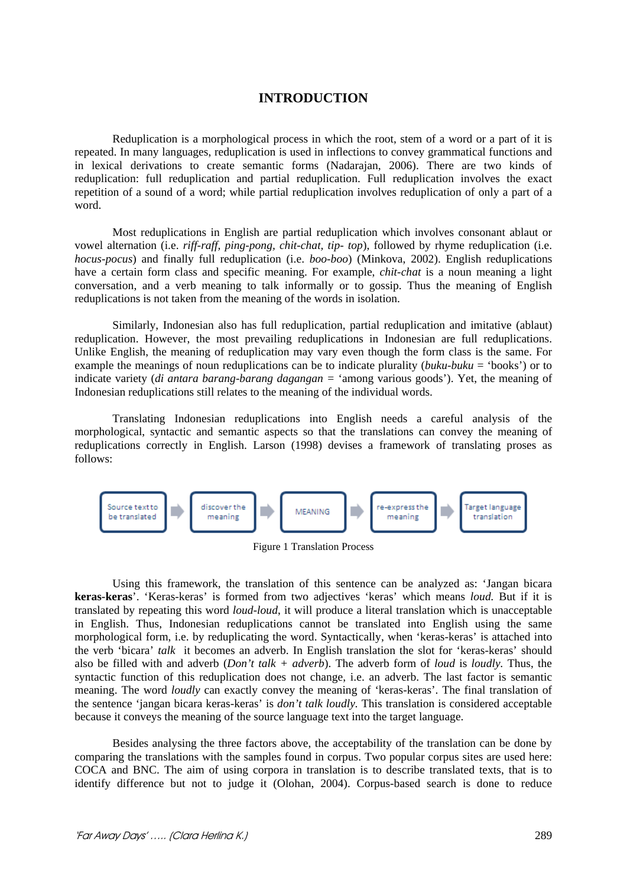# INTRODUCTION

Reduplication is a morphological process in which the root, stem of a word or a part of it is repeated. In many languages, reduplication is used in inflections to convey grammatical functions and in lexical derivations to create semantic forms (Nadarajan, 2006). There are two kinds of reduplication: full reduplication and partial reduplication. Full reduplication involves the exact repetition of a sound of a word; while partial reduplication involves reduplication of only a part of a word.

Most reduplications in English are partial reduplication which involves consonant ablaut or vowel alternation (i.e. *riff-raff*, *ping-pong*, *chit-chat*, *tip- top*), followed by rhyme reduplication (i.e. *hocus-pocus*) and finally full reduplication (i.e. *boo-boo*) (Minkova, 2002). English reduplications have a certain form class and specific meaning. For example, *chit-chat* is a noun meaning a light conversation, and a verb meaning to talk informally or to gossip. Thus the meaning of English reduplications is not taken from the meaning of the words in isolation.

Similarly, Indonesian also has full reduplication, partial reduplication and imitative (ablaut) reduplication. However, the most prevailing reduplications in Indonesian are full reduplications. Unlike English, the meaning of reduplication may vary even though the form class is the same. For example the meanings of noun reduplications can be to indicate plurality (*buku-buku* = 'books') or to indicate variety (*di antara barang-barang dagangan* = 'among various goods'). Yet, the meaning of Indonesian reduplications still relates to the meaning of the individual words.

Translating Indonesian reduplications into English needs a careful analysis of the morphological, syntactic and semantic aspects so that the translations can convey the meaning of reduplications correctly in English. Larson (1998) devises a framework of translating proses as follows:

Source text to be translated → discover the meaning → MEANING → re-express the meaning → Target language translation

Figure 1 Translation Process

Using this framework, the translation of this sentence can be analyzed as: 'Jangan bicara **keras-keras**'. 'Keras-keras' is formed from two adjectives 'keras' which means *loud.* But if it is translated by repeating this word *loud-loud*, it will produce a literal translation which is unacceptable in English. Thus, Indonesian reduplications cannot be translated into English using the same morphological form, i.e. by reduplicating the word. Syntactically, when 'keras-keras' is attached into the verb 'bicara' *talk* it becomes an adverb. In English translation the slot for 'keras-keras' should also be filled with and adverb (*Don't talk + adverb*). The adverb form of *loud* is *loudly*. Thus, the syntactic function of this reduplication does not change, i.e. an adverb. The last factor is semantic meaning. The word *loudly* can exactly convey the meaning of 'keras-keras'. The final translation of the sentence 'jangan bicara keras-keras' is *don't talk loudly.* This translation is considered acceptable because it conveys the meaning of the source language text into the target language.

Besides analysing the three factors above, the acceptability of the translation can be done by comparing the translations with the samples found in corpus. Two popular corpus sites are used here: COCA and BNC. The aim of using corpora in translation is to describe translated texts, that is to identify difference but not to judge it (Olohan, 2004). Corpus-based search is done to reduce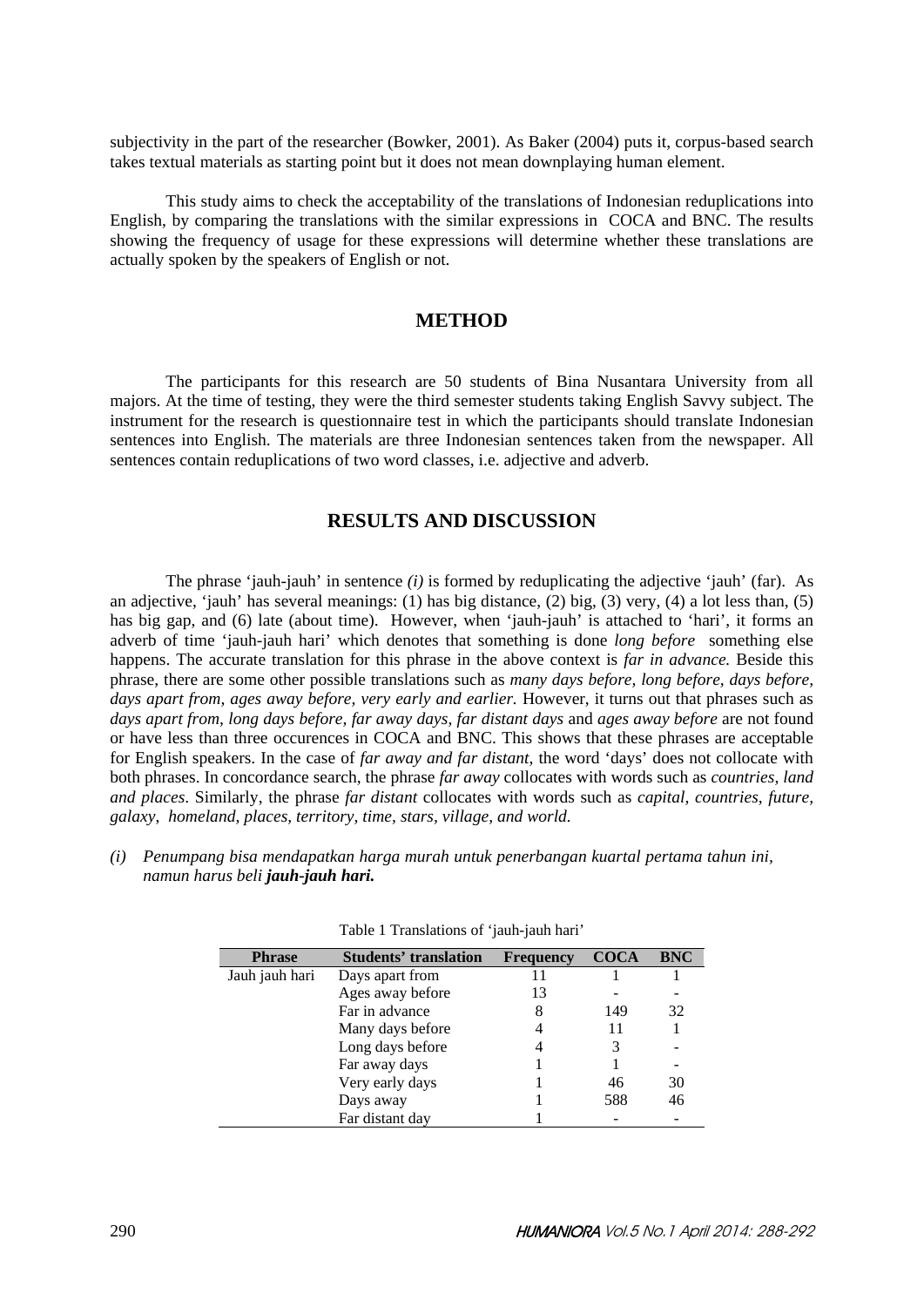subjectivity in the part of the researcher (Bowker, 2001). As Baker (2004) puts it, corpus-based search takes textual materials as starting point but it does not mean downplaying human element.

This study aims to check the acceptability of the translations of Indonesian reduplications into English, by comparing the translations with the similar expressions in COCA and BNC. The results showing the frequency of usage for these expressions will determine whether these translations are actually spoken by the speakers of English or not.

## METHOD

The participants for this research are 50 students of Bina Nusantara University from all majors. At the time of testing, they were the third semester students taking English Savvy subject. The instrument for the research is questionnaire test in which the participants should translate Indonesian sentences into English. The materials are three Indonesian sentences taken from the newspaper. All sentences contain reduplications of two word classes, i.e. adjective and adverb.

## RESULTS AND DISCUSSION

The phrase 'jauh-jauh' in sentence *(i)* is formed by reduplicating the adjective 'jauh' (far). As an adjective, 'jauh' has several meanings: (1) has big distance, (2) big, (3) very, (4) a lot less than, (5) has big gap, and (6) late (about time). However, when 'jauh-jauh' is attached to 'hari', it forms an adverb of time 'jauh-jauh hari' which denotes that something is done *long before* something else happens. The accurate translation for this phrase in the above context is *far in advance.* Beside this phrase, there are some other possible translations such as *many days before, long before, days before, days apart from, ages away before, very early and earlier.* However, it turns out that phrases such as *days apart from, long days before, far away days, far distant days* and *ages away before* are not found or have less than three occurences in COCA and BNC. This shows that these phrases are acceptable for English speakers. In the case of *far away and far distant*, the word 'days' does not collocate with both phrases. In concordance search, the phrase *far away* collocates with words such as *countries, land and places*. Similarly, the phrase *far distant* collocates with words such as *capital, countries, future, galaxy, homeland, places, territory, time, stars, village, and world.*

*(i) Penumpang bisa mendapatkan harga murah untuk penerbangan kuartal pertama tahun ini, namun harus beli* ***jauh-jauh hari.***

Table 1 Translations of 'jauh-jauh hari'

| Phrase | Students' translation | Frequency | COCA | BNC |
|---|---|---|---|---|
| Jauh jauh hari | Days apart from | 11 | 1 | 1 |
| | Ages away before | 13 | - | - |
| | Far in advance | 8 | 149 | 32 |
| | Many days before | 4 | 11 | 1 |
| | Long days before | 4 | 3 | - |
| | Far away days | 1 | 1 | - |
| | Very early days | 1 | 46 | 30 |
| | Days away | 1 | 588 | 46 |
| | Far distant day | 1 | - | - |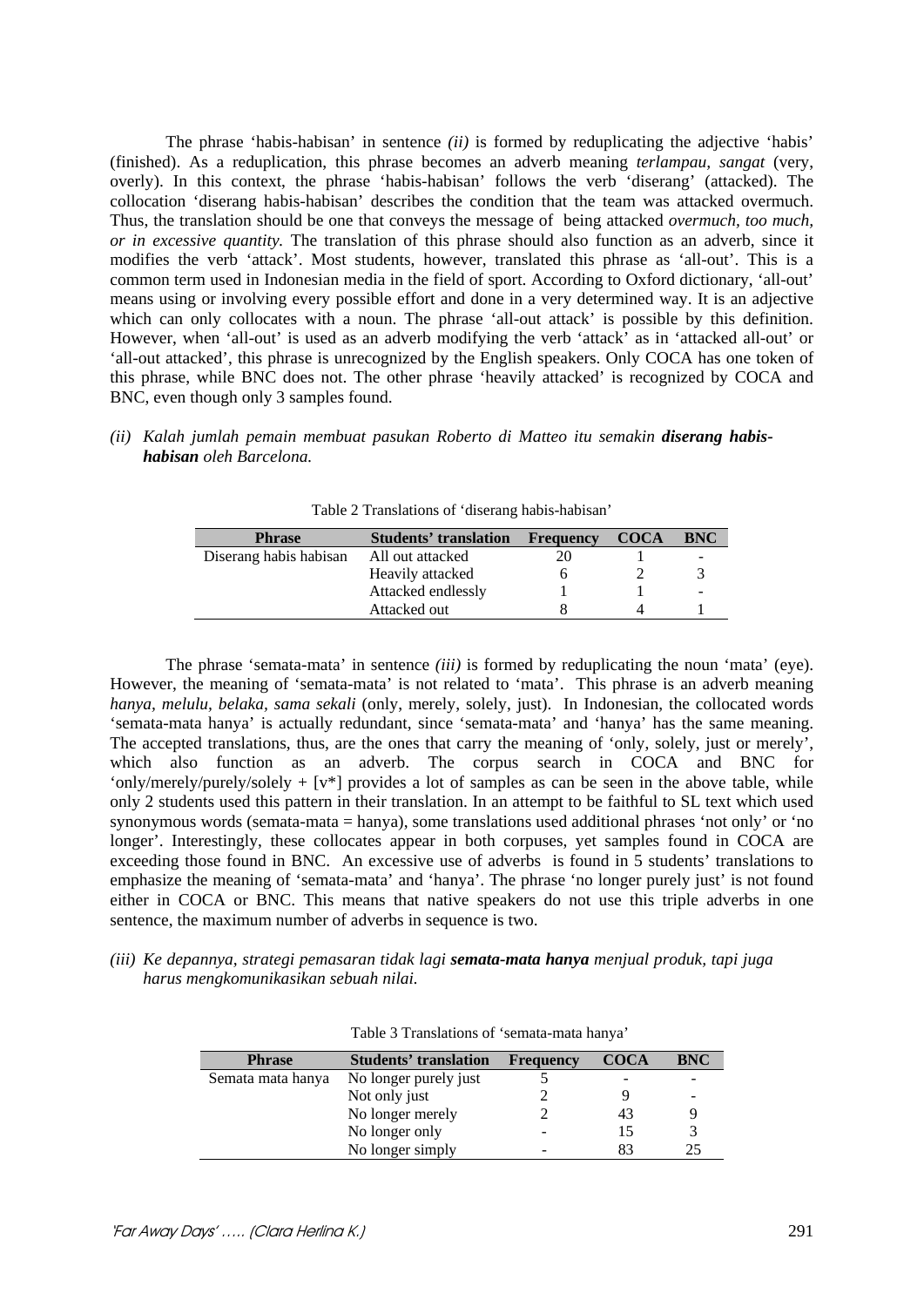The phrase 'habis-habisan' in sentence *(ii)* is formed by reduplicating the adjective 'habis' (finished). As a reduplication, this phrase becomes an adverb meaning *terlampau, sangat* (very, overly). In this context, the phrase 'habis-habisan' follows the verb 'diserang' (attacked). The collocation 'diserang habis-habisan' describes the condition that the team was attacked overmuch. Thus, the translation should be one that conveys the message of being attacked *overmuch, too much, or in excessive quantity.* The translation of this phrase should also function as an adverb, since it modifies the verb 'attack'. Most students, however, translated this phrase as 'all-out'. This is a common term used in Indonesian media in the field of sport. According to Oxford dictionary, 'all-out' means using or involving every possible effort and done in a very determined way. It is an adjective which can only collocates with a noun. The phrase 'all-out attack' is possible by this definition. However, when 'all-out' is used as an adverb modifying the verb 'attack' as in 'attacked all-out' or 'all-out attacked', this phrase is unrecognized by the English speakers. Only COCA has one token of this phrase, while BNC does not. The other phrase 'heavily attacked' is recognized by COCA and BNC, even though only 3 samples found.

*(ii) Kalah jumlah pemain membuat pasukan Roberto di Matteo itu semakin **diserang habis-habisan** oleh Barcelona.*

Table 2 Translations of 'diserang habis-habisan'

| Phrase | Students' translation | Frequency | COCA | BNC |
|---|---|---|---|---|
| Diserang habis habisan | All out attacked | 20 | 1 | - |
| | Heavily attacked | 6 | 2 | 3 |
| | Attacked endlessly | 1 | 1 | - |
| | Attacked out | 8 | 4 | 1 |

The phrase 'semata-mata' in sentence *(iii)* is formed by reduplicating the noun 'mata' (eye). However, the meaning of 'semata-mata' is not related to 'mata'. This phrase is an adverb meaning *hanya, melulu, belaka, sama sekali* (only, merely, solely, just). In Indonesian, the collocated words 'semata-mata hanya' is actually redundant, since 'semata-mata' and 'hanya' has the same meaning. The accepted translations, thus, are the ones that carry the meaning of 'only, solely, just or merely', which also function as an adverb. The corpus search in COCA and BNC for 'only/merely/purely/solely + [v*] provides a lot of samples as can be seen in the above table, while only 2 students used this pattern in their translation. In an attempt to be faithful to SL text which used synonymous words (semata-mata = hanya), some translations used additional phrases 'not only' or 'no longer'. Interestingly, these collocates appear in both corpuses, yet samples found in COCA are exceeding those found in BNC. An excessive use of adverbs is found in 5 students' translations to emphasize the meaning of 'semata-mata' and 'hanya'. The phrase 'no longer purely just' is not found either in COCA or BNC. This means that native speakers do not use this triple adverbs in one sentence, the maximum number of adverbs in sequence is two.

*(iii) Ke depannya, strategi pemasaran tidak lagi **semata-mata hanya** menjual produk, tapi juga harus mengkomunikasikan sebuah nilai.*

Table 3 Translations of 'semata-mata hanya'

| Phrase | Students' translation | Frequency | COCA | BNC |
|---|---|---|---|---|
| Semata mata hanya | No longer purely just | 5 | - | - |
| | Not only just | 2 | 9 | - |
| | No longer merely | 2 | 43 | 9 |
| | No longer only | - | 15 | 3 |
| | No longer simply | - | 83 | 25 |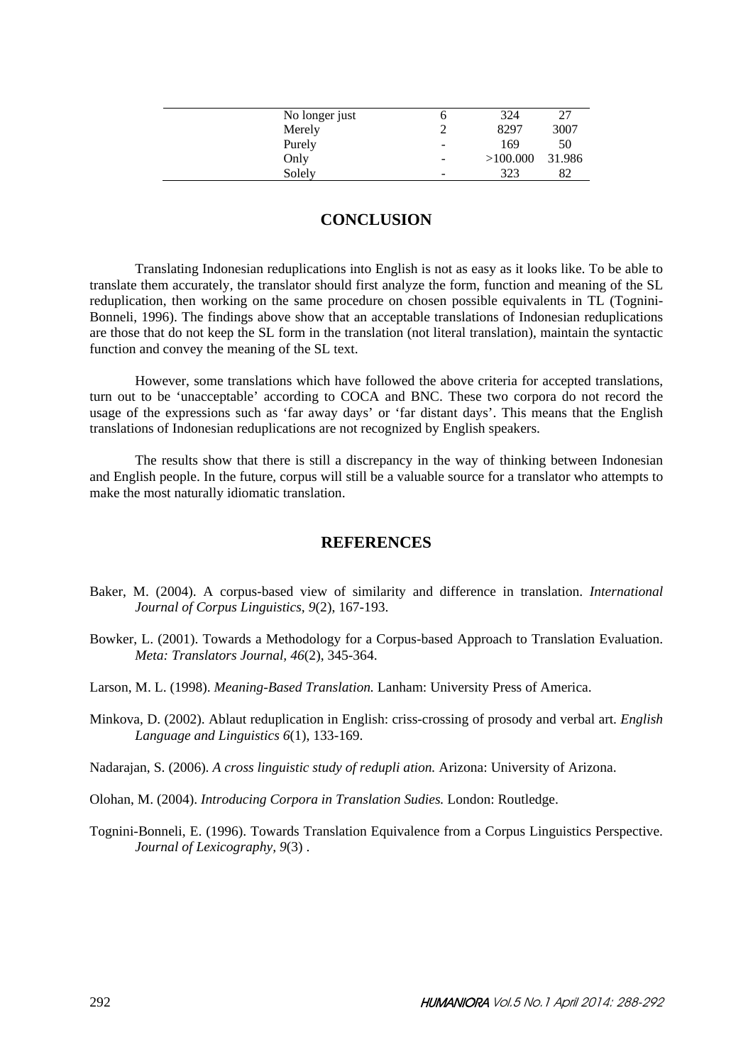| | | | |
|---|---|---|---|
| No longer just | 6 | 324 | 27 |
| Merely | 2 | 8297 | 3007 |
| Purely | - | 169 | 50 |
| Only | - | >100.000 | 31.986 |
| Solely | - | 323 | 82 |

## CONCLUSION

Translating Indonesian reduplications into English is not as easy as it looks like. To be able to translate them accurately, the translator should first analyze the form, function and meaning of the SL reduplication, then working on the same procedure on chosen possible equivalents in TL (Tognini-Bonneli, 1996). The findings above show that an acceptable translations of Indonesian reduplications are those that do not keep the SL form in the translation (not literal translation), maintain the syntactic function and convey the meaning of the SL text.

However, some translations which have followed the above criteria for accepted translations, turn out to be 'unacceptable' according to COCA and BNC. These two corpora do not record the usage of the expressions such as 'far away days' or 'far distant days'. This means that the English translations of Indonesian reduplications are not recognized by English speakers.

The results show that there is still a discrepancy in the way of thinking between Indonesian and English people. In the future, corpus will still be a valuable source for a translator who attempts to make the most naturally idiomatic translation.

## REFERENCES

Baker, M. (2004). A corpus-based view of similarity and difference in translation. *International Journal of Corpus Linguistics, 9*(2), 167-193.

Bowker, L. (2001). Towards a Methodology for a Corpus-based Approach to Translation Evaluation. *Meta: Translators Journal, 46*(2), 345-364.

Larson, M. L. (1998). *Meaning-Based Translation.* Lanham: University Press of America.

Minkova, D. (2002). Ablaut reduplication in English: criss-crossing of prosody and verbal art. *English Language and Linguistics 6*(1), 133-169.

Nadarajan, S. (2006). *A cross linguistic study of redupli ation.* Arizona: University of Arizona.

Olohan, M. (2004). *Introducing Corpora in Translation Sudies.* London: Routledge.

Tognini-Bonneli, E. (1996). Towards Translation Equivalence from a Corpus Linguistics Perspective. *Journal of Lexicography, 9*(3) .